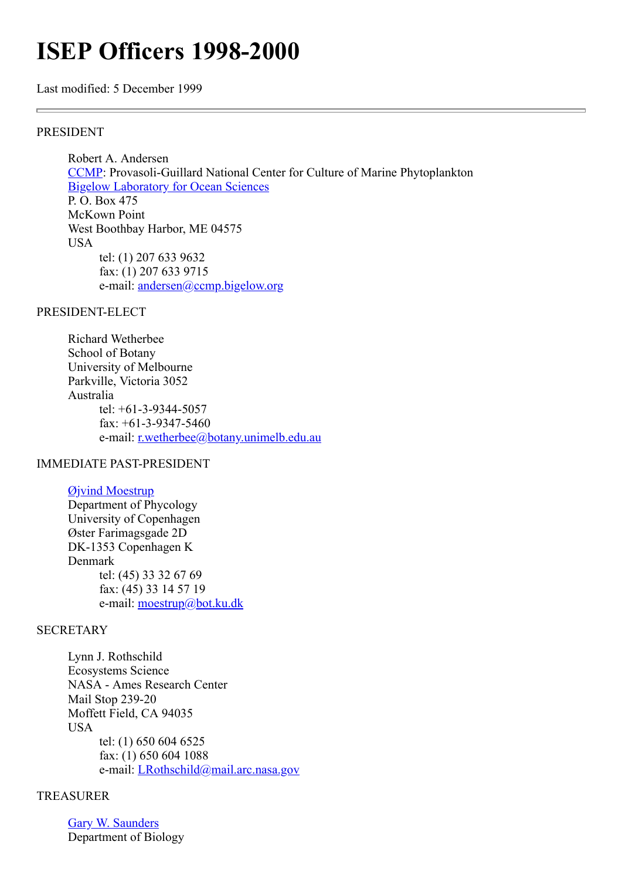# ISEP Officers 1998-2000

Last modified: 5 December 1999

---

PRESIDENT

Robert A. Andersen
CCMP: Provasoli-Guillard National Center for Culture of Marine Phytoplankton
Bigelow Laboratory for Ocean Sciences
P. O. Box 475
McKown Point
West Boothbay Harbor, ME 04575
USA

tel: (1) 207 633 9632
fax: (1) 207 633 9715
e-mail: andersen@ccmp.bigelow.org

PRESIDENT-ELECT

Richard Wetherbee
School of Botany
University of Melbourne
Parkville, Victoria 3052
Australia

tel: +61-3-9344-5057
fax: +61-3-9347-5460
e-mail: r.wetherbee@botany.unimelb.edu.au

IMMEDIATE PAST-PRESIDENT

Øjvind Moestrup
Department of Phycology
University of Copenhagen
Øster Farimagsgade 2D
DK-1353 Copenhagen K
Denmark

tel: (45) 33 32 67 69
fax: (45) 33 14 57 19
e-mail: moestrup@bot.ku.dk

SECRETARY

Lynn J. Rothschild
Ecosystems Science
NASA - Ames Research Center
Mail Stop 239-20
Moffett Field, CA 94035
USA

tel: (1) 650 604 6525
fax: (1) 650 604 1088
e-mail: LRothschild@mail.arc.nasa.gov

TREASURER

Gary W. Saunders
Department of Biology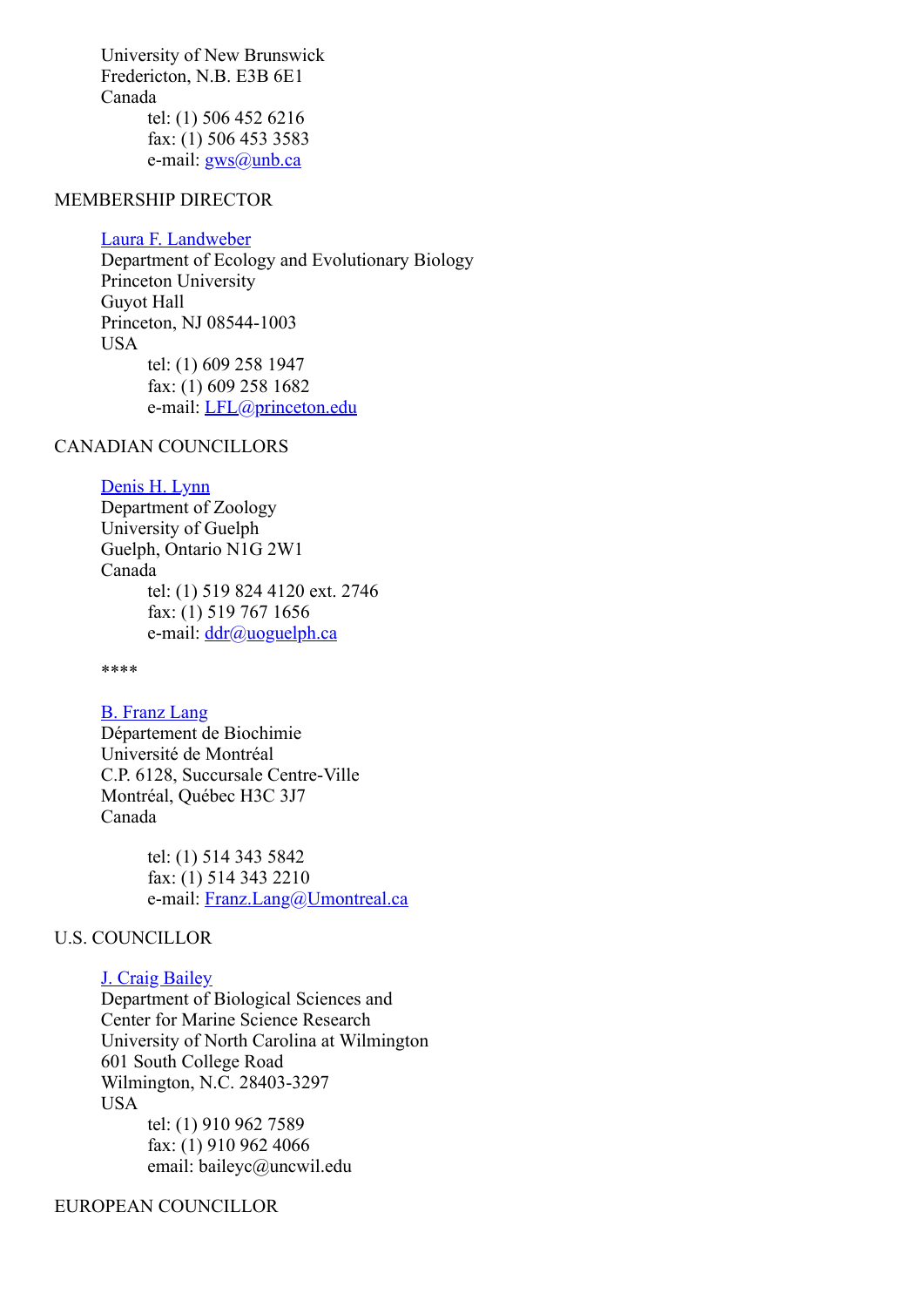University of New Brunswick
Fredericton, N.B. E3B 6E1
Canada
tel: (1) 506 452 6216
fax: (1) 506 453 3583
e-mail: gws@unb.ca

MEMBERSHIP DIRECTOR

Laura F. Landweber
Department of Ecology and Evolutionary Biology
Princeton University
Guyot Hall
Princeton, NJ 08544-1003
USA
tel: (1) 609 258 1947
fax: (1) 609 258 1682
e-mail: LFL@princeton.edu

CANADIAN COUNCILLORS

Denis H. Lynn
Department of Zoology
University of Guelph
Guelph, Ontario N1G 2W1
Canada
tel: (1) 519 824 4120 ext. 2746
fax: (1) 519 767 1656
e-mail: ddr@uoguelph.ca

****

B. Franz Lang
Département de Biochimie
Université de Montréal
C.P. 6128, Succursale Centre-Ville
Montréal, Québec H3C 3J7
Canada

tel: (1) 514 343 5842
fax: (1) 514 343 2210
e-mail: Franz.Lang@Umontreal.ca

U.S. COUNCILLOR

J. Craig Bailey
Department of Biological Sciences and
Center for Marine Science Research
University of North Carolina at Wilmington
601 South College Road
Wilmington, N.C. 28403-3297
USA
tel: (1) 910 962 7589
fax: (1) 910 962 4066
email: baileyc@uncwil.edu

EUROPEAN COUNCILLOR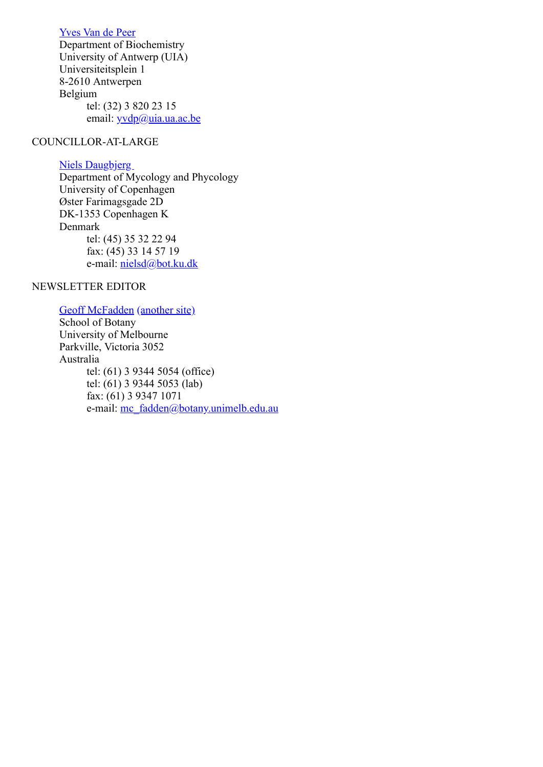[Yves Van de Peer](#)
Department of Biochemistry
University of Antwerp (UIA)
Universiteitsplein 1
8-2610 Antwerpen
Belgium
    tel: (32) 3 820 23 15
    email: [yvdp@uia.ua.ac.be](mailto:yvdp@uia.ua.ac.be)

COUNCILLOR-AT-LARGE

[Niels Daugbjerg](#)
Department of Mycology and Phycology
University of Copenhagen
Øster Farimagsgade 2D
DK-1353 Copenhagen K
Denmark
    tel: (45) 35 32 22 94
    fax: (45) 33 14 57 19
    e-mail: [nielsd@bot.ku.dk](mailto:nielsd@bot.ku.dk)

NEWSLETTER EDITOR

[Geoff McFadden](#) [(another site)](#)
School of Botany
University of Melbourne
Parkville, Victoria 3052
Australia
    tel: (61) 3 9344 5054 (office)
    tel: (61) 3 9344 5053 (lab)
    fax: (61) 3 9347 1071
    e-mail: [mc_fadden@botany.unimelb.edu.au](mailto:mc_fadden@botany.unimelb.edu.au)